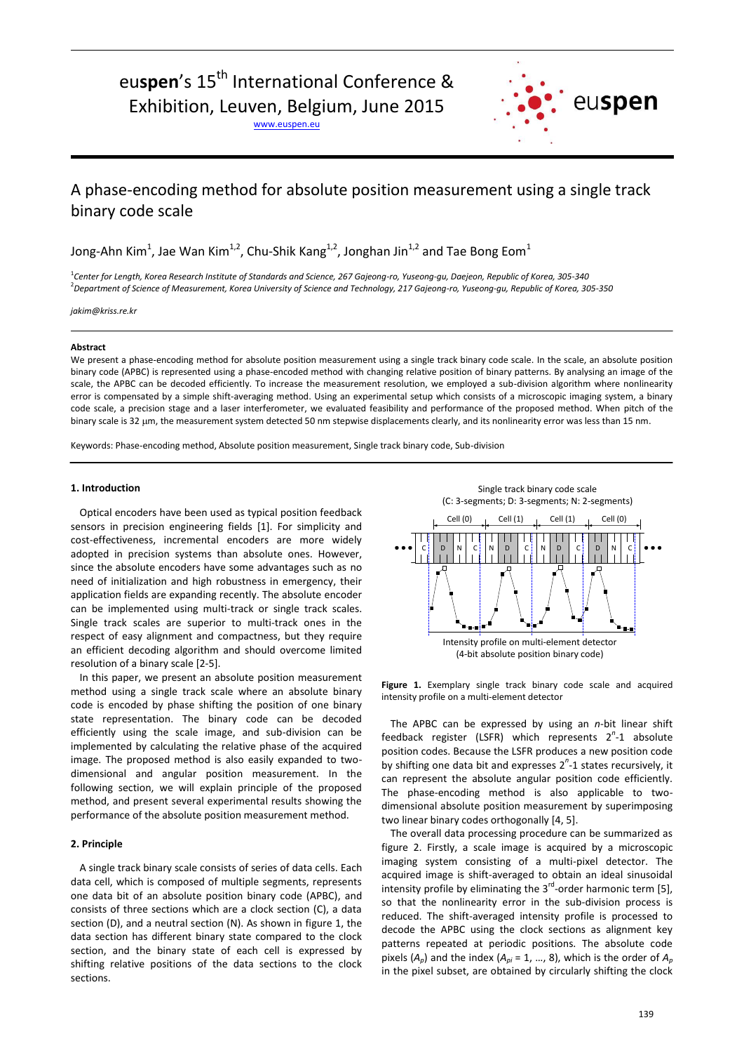# A phase-encoding method for absolute position measurement using a single track binary code scale

Jong-Ahn Kim[1], Jae Wan Kim[1,2], Chu-Shik Kang[1,2], Jonghan Jin[1,2] and Tae Bong Eom[1]

[1]*Center for Length, Korea Research Institute of Standards and Science, 267 Gajeong-ro, Yuseong-gu, Daejeon, Republic of Korea, 305-340*
[2]*Department of Science of Measurement, Korea University of Science and Technology, 217 Gajeong-ro, Yuseong-gu, Republic of Korea, 305-350*

*jakim@kriss.re.kr*

**Abstract**

We present a phase-encoding method for absolute position measurement using a single track binary code scale. In the scale, an absolute position binary code (APBC) is represented using a phase-encoded method with changing relative position of binary patterns. By analysing an image of the scale, the APBC can be decoded efficiently. To increase the measurement resolution, we employed a sub-division algorithm where nonlinearity error is compensated by a simple shift-averaging method. Using an experimental setup which consists of a microscopic imaging system, a binary code scale, a precision stage and a laser interferometer, we evaluated feasibility and performance of the proposed method. When pitch of the binary scale is 32 μm, the measurement system detected 50 nm stepwise displacements clearly, and its nonlinearity error was less than 15 nm.

Keywords: Phase-encoding method, Absolute position measurement, Single track binary code, Sub-division

## 1. Introduction

Optical encoders have been used as typical position feedback sensors in precision engineering fields [1]. For simplicity and cost-effectiveness, incremental encoders are more widely adopted in precision systems than absolute ones. However, since the absolute encoders have some advantages such as no need of initialization and high robustness in emergency, their application fields are expanding recently. The absolute encoder can be implemented using multi-track or single track scales. Single track scales are superior to multi-track ones in the respect of easy alignment and compactness, but they require an efficient decoding algorithm and should overcome limited resolution of a binary scale [2-5].

In this paper, we present an absolute position measurement method using a single track scale where an absolute binary code is encoded by phase shifting the position of one binary state representation. The binary code can be decoded efficiently using the scale image, and sub-division can be implemented by calculating the relative phase of the acquired image. The proposed method is also easily expanded to two-dimensional and angular position measurement. In the following section, we will explain principle of the proposed method, and present several experimental results showing the performance of the absolute position measurement method.

## 2. Principle

A single track binary scale consists of series of data cells. Each data cell, which is composed of multiple segments, represents one data bit of an absolute position binary code (APBC), and consists of three sections which are a clock section (C), a data section (D), and a neutral section (N). As shown in figure 1, the data section has different binary state compared to the clock section, and the binary state of each cell is expressed by shifting relative positions of the data sections to the clock sections.

Single track binary code scale
(C: 3-segments; D: 3-segments; N: 2-segments)

Intensity profile on multi-element detector
(4-bit absolute position binary code)

**Figure 1.** Exemplary single track binary code scale and acquired intensity profile on a multi-element detector

The APBC can be expressed by using an *n*-bit linear shift feedback register (LSFR) which represents $2^n$-1 absolute position codes. Because the LSFR produces a new position code by shifting one data bit and expresses $2^n$-1 states recursively, it can represent the absolute angular position code efficiently. The phase-encoding method is also applicable to two-dimensional absolute position measurement by superimposing two linear binary codes orthogonally [4, 5].

The overall data processing procedure can be summarized as figure 2. Firstly, a scale image is acquired by a microscopic imaging system consisting of a multi-pixel detector. The acquired image is shift-averaged to obtain an ideal sinusoidal intensity profile by eliminating the 3rd-order harmonic term [5], so that the nonlinearity error in the sub-division process is reduced. The shift-averaged intensity profile is processed to decode the APBC using the clock sections as alignment key patterns repeated at periodic positions. The absolute code pixels ($A_p$) and the index ($A_{pi}$ = 1, …, 8), which is the order of $A_p$ in the pixel subset, are obtained by circularly shifting the clock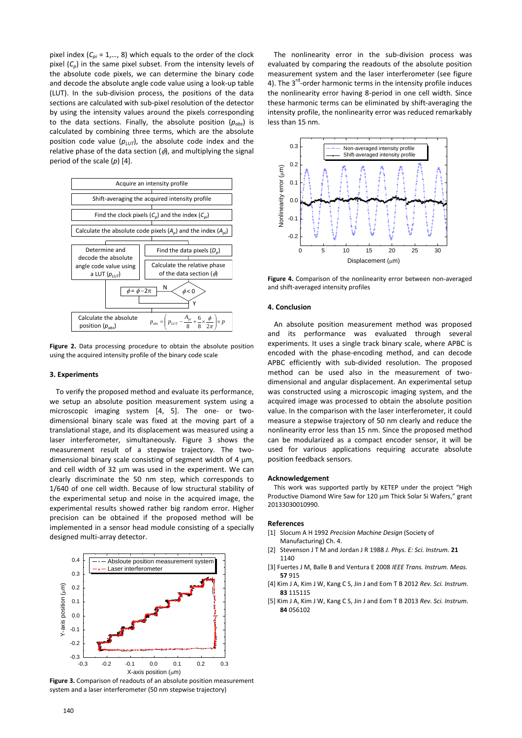pixel index ($C_{pi}$ = 1,…, 8) which equals to the order of the clock pixel ($C_p$) in the same pixel subset. From the intensity levels of the absolute code pixels, we can determine the binary code and decode the absolute angle code value using a look-up table (LUT). In the sub-division process, the positions of the data sections are calculated with sub-pixel resolution of the detector by using the intensity values around the pixels corresponding to the data sections. Finally, the absolute position ($p_{abs}$) is calculated by combining three terms, which are the absolute position code value ($p_{LUT}$), the absolute code index and the relative phase of the data section ($\phi$), and multiplying the signal period of the scale ($p$) [4].

Acquire an intensity profile

Shift-averaging the acquired intensity profile

Find the clock pixels ($C_p$) and the index ($C_{pi}$)

Calculate the absolute code pixels ($A_p$) and the index ($A_{pi}$)

Determine and decode the absolute angle code value using a LUT ($p_{LUT}$)

Find the data pixels ($D_p$)

Calculate the relative phase of the data section ($\phi$)

$\phi = \phi - 2\pi$

N

$\phi < 0$

Y

Calculate the absolute position ($p_{abs}$)

$$p_{abs} = \left( p_{LUT} - \frac{A_{pi}}{8} + \frac{6}{8} \times \frac{\phi}{2\pi} \right) \times p$$

**Figure 2.** Data processing procedure to obtain the absolute position using the acquired intensity profile of the binary code scale

## 3. Experiments

To verify the proposed method and evaluate its performance, we setup an absolute position measurement system using a microscopic imaging system [4, 5]. The one- or two-dimensional binary scale was fixed at the moving part of a translational stage, and its displacement was measured using a laser interferometer, simultaneously. Figure 3 shows the measurement result of a stepwise trajectory. The two-dimensional binary scale consisting of segment width of 4 μm, and cell width of 32 μm was used in the experiment. We can clearly discriminate the 50 nm step, which corresponds to 1/640 of one cell width. Because of low structural stability of the experimental setup and noise in the acquired image, the experimental results showed rather big random error. Higher precision can be obtained if the proposed method will be implemented in a sensor head module consisting of a specially designed multi-array detector.

Absloute position measurement system
Laser interferometer
Y-axis position (μm)
X-axis position (μm)
0.4
0.3
0.2
0.1
0.0
-0.1
-0.2
-0.3
-0.3
-0.2
-0.1
0.0
0.1
0.2
0.3

**Figure 3.** Comparison of readouts of an absolute position measurement system and a laser interferometer (50 nm stepwise trajectory)

The nonlinearity error in the sub-division process was evaluated by comparing the readouts of the absolute position measurement system and the laser interferometer (see figure 4). The 3rd-order harmonic terms in the intensity profile induces the nonlinearity error having 8-period in one cell width. Since these harmonic terms can be eliminated by shift-averaging the intensity profile, the nonlinearity error was reduced remarkably less than 15 nm.

Non-averaged intensity profile
Shift-averaged intensity profile
Nonlinearity error (μm)
Displacement (μm)
0.3
0.2
0.1
0.0
-0.1
-0.2
0
5
10
15
20
25
30

**Figure 4.** Comparison of the nonlinearity error between non-averaged and shift-averaged intensity profiles

## 4. Conclusion

An absolute position measurement method was proposed and its performance was evaluated through several experiments. It uses a single track binary scale, where APBC is encoded with the phase-encoding method, and can decode APBC efficiently with sub-divided resolution. The proposed method can be used also in the measurement of two-dimensional and angular displacement. An experimental setup was constructed using a microscopic imaging system, and the acquired image was processed to obtain the absolute position value. In the comparison with the laser interferometer, it could measure a stepwise trajectory of 50 nm clearly and reduce the nonlinearity error less than 15 nm. Since the proposed method can be modularized as a compact encoder sensor, it will be used for various applications requiring accurate absolute position feedback sensors.

## Acknowledgement

This work was supported partly by KETEP under the project "High Productive Diamond Wire Saw for 120 μm Thick Solar Si Wafers," grant 20133030010990.

## References

[1] Slocum A H 1992 *Precision Machine Design* (Society of Manufacturing) Ch. 4.

[2] Stevenson J T M and Jordan J R 1988 *J. Phys. E: Sci. Instrum.* **21** 1140

[3] Fuertes J M, Balle B and Ventura E 2008 *IEEE Trans. Instrum. Meas.* **57** 915

[4] Kim J A, Kim J W, Kang C S, Jin J and Eom T B 2012 *Rev. Sci. Instrum.* **83** 115115

[5] Kim J A, Kim J W, Kang C S, Jin J and Eom T B 2013 *Rev. Sci. Instrum.* **84** 056102